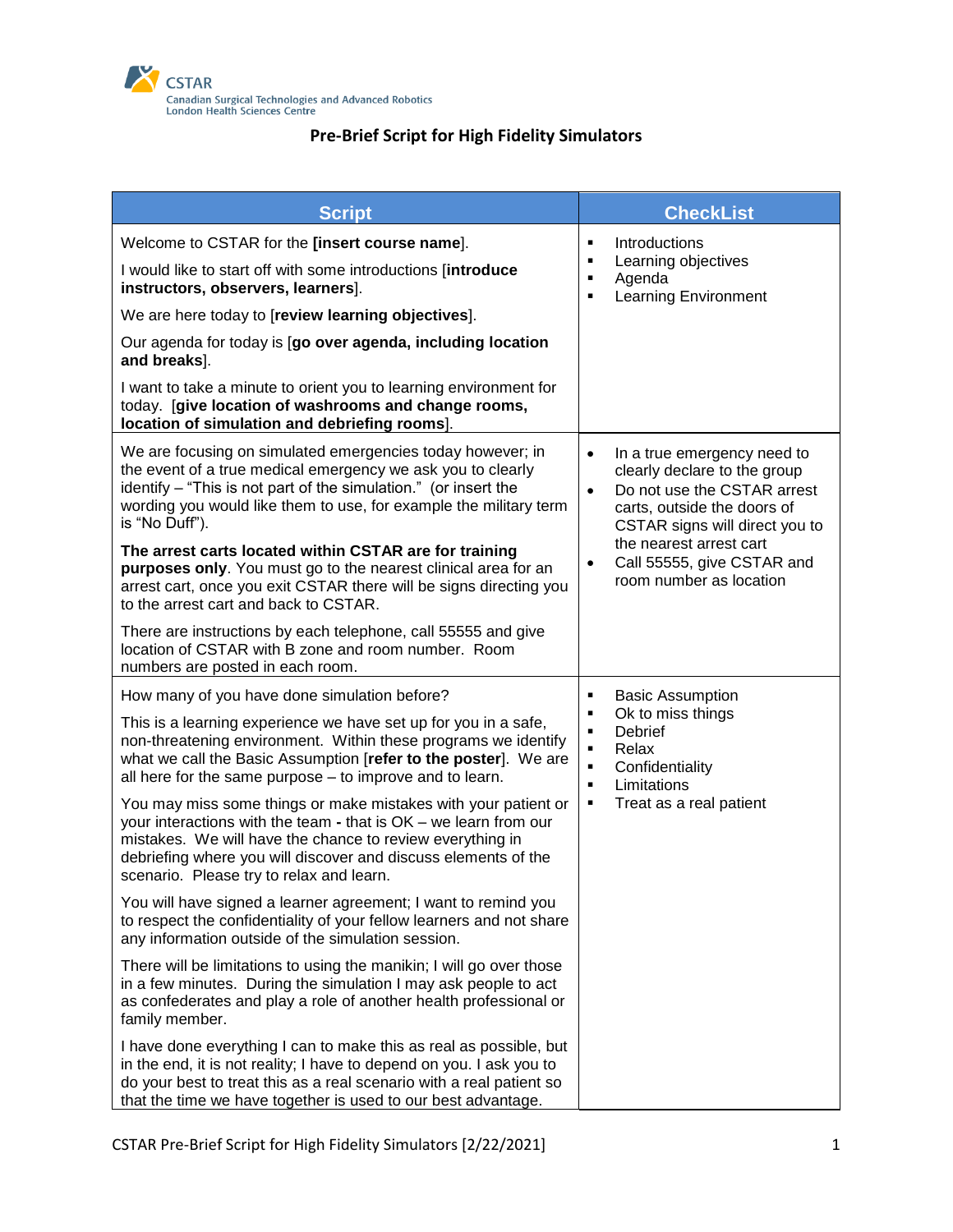CSTAR
Canadian Surgical Technologies and Advanced Robotics
London Health Sciences Centre

# Pre-Brief Script for High Fidelity Simulators

| Script | CheckList |
|---|---|
| Welcome to CSTAR for the **[insert course name]**.<br><br>I would like to start off with some introductions [**introduce instructors, observers, learners**].<br><br>We are here today to [**review learning objectives**].<br><br>Our agenda for today is [**go over agenda, including location and breaks**].<br><br>I want to take a minute to orient you to learning environment for today. [**give location of washrooms and change rooms, location of simulation and debriefing rooms**]. | ▪ Introductions<br>▪ Learning objectives<br>▪ Agenda<br>▪ Learning Environment |
| We are focusing on simulated emergencies today however; in the event of a true medical emergency we ask you to clearly identify – "This is not part of the simulation." (or insert the wording you would like them to use, for example the military term is "No Duff").<br><br>**The arrest carts located within CSTAR are for training purposes only**. You must go to the nearest clinical area for an arrest cart, once you exit CSTAR there will be signs directing you to the arrest cart and back to CSTAR.<br><br>There are instructions by each telephone, call 55555 and give location of CSTAR with B zone and room number. Room numbers are posted in each room. | • In a true emergency need to clearly declare to the group<br>• Do not use the CSTAR arrest carts, outside the doors of CSTAR signs will direct you to the nearest arrest cart<br>• Call 55555, give CSTAR and room number as location |
| How many of you have done simulation before?<br><br>This is a learning experience we have set up for you in a safe, non-threatening environment. Within these programs we identify what we call the Basic Assumption [**refer to the poster**]. We are all here for the same purpose – to improve and to learn.<br><br>You may miss some things or make mistakes with your patient or your interactions with the team **-** that is OK – we learn from our mistakes. We will have the chance to review everything in debriefing where you will discover and discuss elements of the scenario. Please try to relax and learn.<br><br>You will have signed a learner agreement; I want to remind you to respect the confidentiality of your fellow learners and not share any information outside of the simulation session.<br><br>There will be limitations to using the manikin; I will go over those in a few minutes. During the simulation I may ask people to act as confederates and play a role of another health professional or family member.<br><br>I have done everything I can to make this as real as possible, but in the end, it is not reality; I have to depend on you. I ask you to do your best to treat this as a real scenario with a real patient so that the time we have together is used to our best advantage. | ▪ Basic Assumption<br>▪ Ok to miss things<br>▪ Debrief<br>▪ Relax<br>▪ Confidentiality<br>▪ Limitations<br>▪ Treat as a real patient |

CSTAR Pre-Brief Script for High Fidelity Simulators [2/22/2021]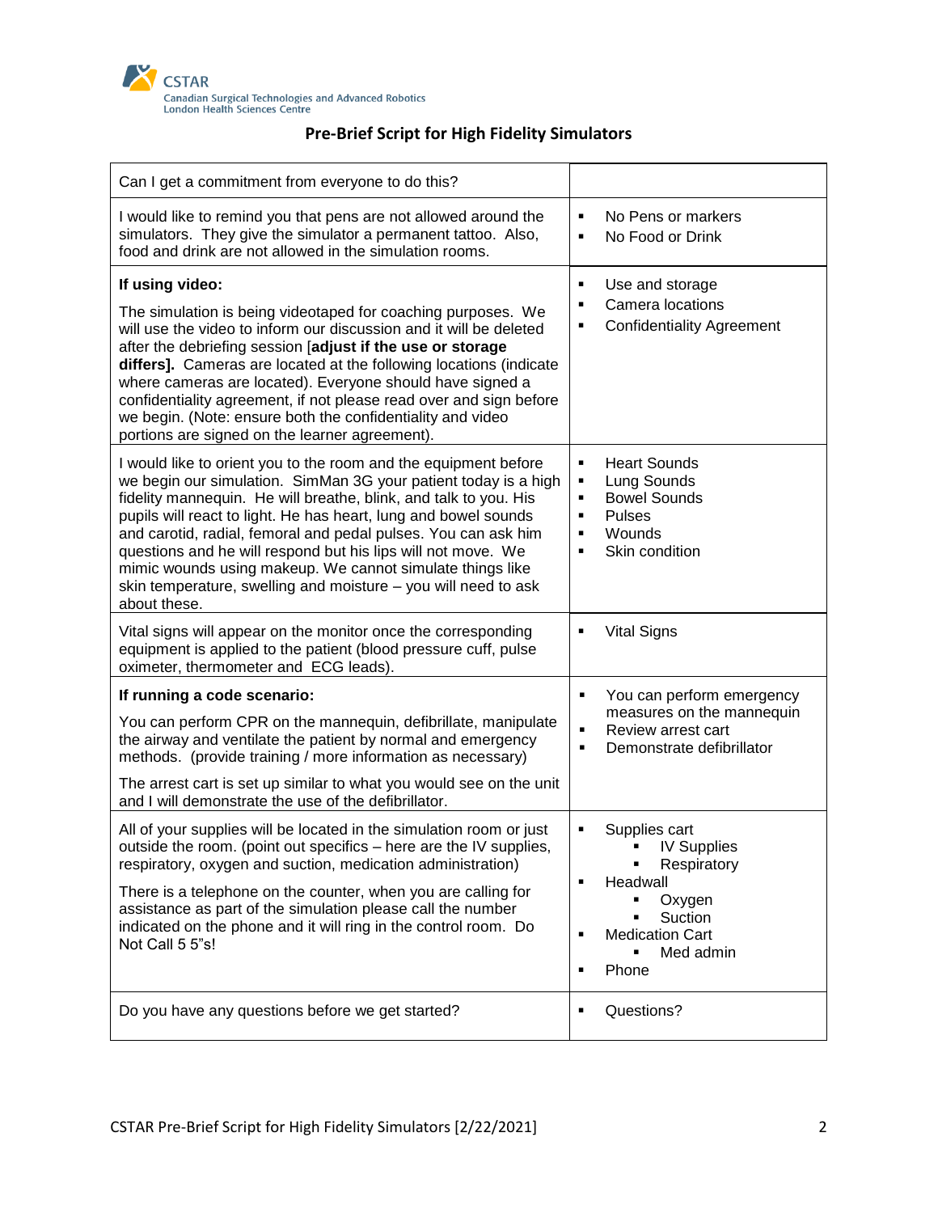## Pre-Brief Script for High Fidelity Simulators

| | |
|---|---|
| Can I get a commitment from everyone to do this? | |
| I would like to remind you that pens are not allowed around the simulators. They give the simulator a permanent tattoo. Also, food and drink are not allowed in the simulation rooms. | ▪ No Pens or markers<br>▪ No Food or Drink |
| **If using video:**<br><br>The simulation is being videotaped for coaching purposes. We will use the video to inform our discussion and it will be deleted after the debriefing session [**adjust if the use or storage differs].** Cameras are located at the following locations (indicate where cameras are located). Everyone should have signed a confidentiality agreement, if not please read over and sign before we begin. (Note: ensure both the confidentiality and video portions are signed on the learner agreement). | ▪ Use and storage<br>▪ Camera locations<br>▪ Confidentiality Agreement |
| I would like to orient you to the room and the equipment before we begin our simulation. SimMan 3G your patient today is a high fidelity mannequin. He will breathe, blink, and talk to you. His pupils will react to light. He has heart, lung and bowel sounds and carotid, radial, femoral and pedal pulses. You can ask him questions and he will respond but his lips will not move. We mimic wounds using makeup. We cannot simulate things like skin temperature, swelling and moisture – you will need to ask about these. | ▪ Heart Sounds<br>▪ Lung Sounds<br>▪ Bowel Sounds<br>▪ Pulses<br>▪ Wounds<br>▪ Skin condition |
| Vital signs will appear on the monitor once the corresponding equipment is applied to the patient (blood pressure cuff, pulse oximeter, thermometer and ECG leads). | ▪ Vital Signs |
| **If running a code scenario:**<br><br>You can perform CPR on the mannequin, defibrillate, manipulate the airway and ventilate the patient by normal and emergency methods. (provide training / more information as necessary)<br><br>The arrest cart is set up similar to what you would see on the unit and I will demonstrate the use of the defibrillator. | ▪ You can perform emergency measures on the mannequin<br>▪ Review arrest cart<br>▪ Demonstrate defibrillator |
| All of your supplies will be located in the simulation room or just outside the room. (point out specifics – here are the IV supplies, respiratory, oxygen and suction, medication administration)<br><br>There is a telephone on the counter, when you are calling for assistance as part of the simulation please call the number indicated on the phone and it will ring in the control room. Do Not Call 5 5"s! | ▪ Supplies cart<br>&nbsp;&nbsp;&nbsp;&nbsp;▪ IV Supplies<br>&nbsp;&nbsp;&nbsp;&nbsp;▪ Respiratory<br>▪ Headwall<br>&nbsp;&nbsp;&nbsp;&nbsp;▪ Oxygen<br>&nbsp;&nbsp;&nbsp;&nbsp;▪ Suction<br>▪ Medication Cart<br>&nbsp;&nbsp;&nbsp;&nbsp;▪ Med admin<br>▪ Phone |
| Do you have any questions before we get started? | ▪ Questions? |